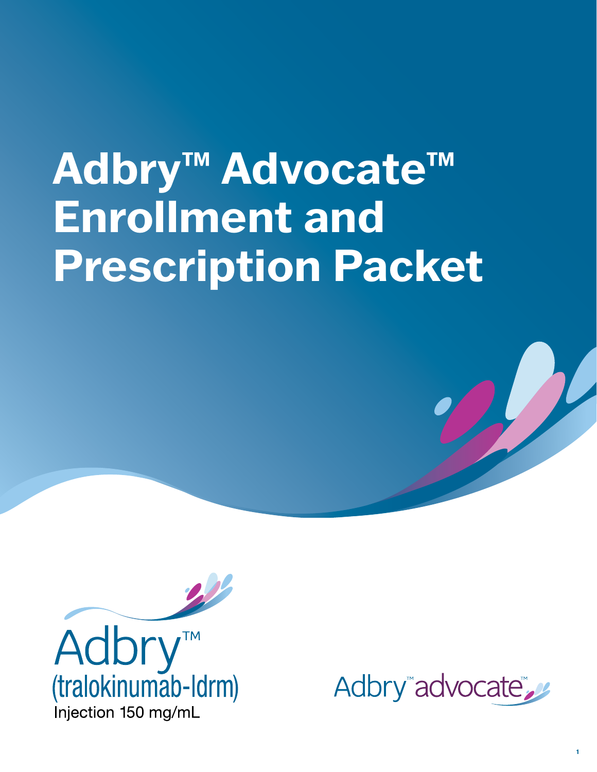# Adbry™ Advocate™ Enrollment and Prescription Packet

Adbry™
(tralokinumab-ldrm)
Injection 150 mg/mL

Adbry™ advocate™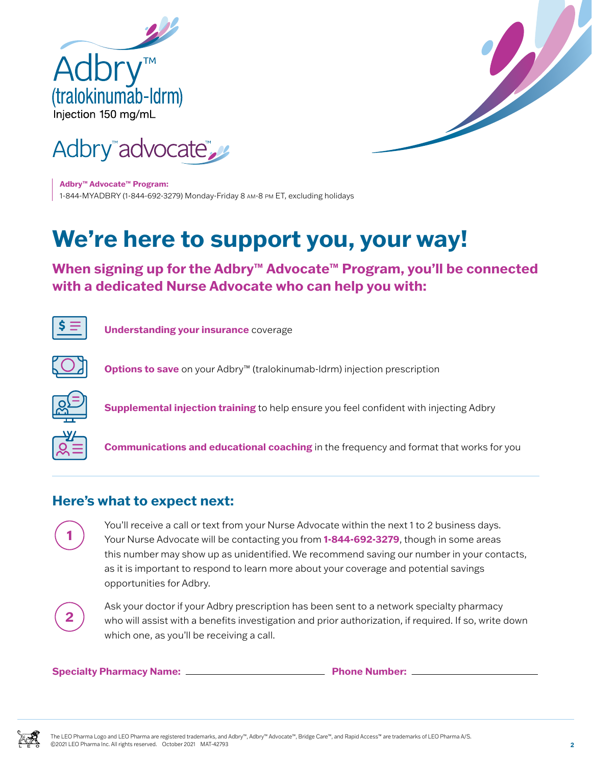Adbry™
(tralokinumab-ldrm)
Injection 150 mg/mL

Adbry™ advocate™

**Adbry™ Advocate™ Program:**
1-844-MYADBRY (1-844-692-3279) Monday-Friday 8 AM-8 PM ET, excluding holidays

# We're here to support you, your way!

## When signing up for the Adbry™ Advocate™ Program, you'll be connected with a dedicated Nurse Advocate who can help you with:

- **Understanding your insurance** coverage
- **Options to save** on your Adbry™ (tralokinumab-ldrm) injection prescription
- **Supplemental injection training** to help ensure you feel confident with injecting Adbry
- **Communications and educational coaching** in the frequency and format that works for you

## Here's what to expect next:

1. You'll receive a call or text from your Nurse Advocate within the next 1 to 2 business days. Your Nurse Advocate will be contacting you from **1-844-692-3279**, though in some areas this number may show up as unidentified. We recommend saving our number in your contacts, as it is important to respond to learn more about your coverage and potential savings opportunities for Adbry.

2. Ask your doctor if your Adbry prescription has been sent to a network specialty pharmacy who will assist with a benefits investigation and prior authorization, if required. If so, write down which one, as you'll be receiving a call.

**Specialty Pharmacy Name:** ______________________ **Phone Number:** ______________________

The LEO Pharma Logo and LEO Pharma are registered trademarks, and Adbry™, Adbry™ Advocate™, Bridge Care™, and Rapid Access™ are trademarks of LEO Pharma A/S.
©2021 LEO Pharma Inc. All rights reserved. October 2021 MAT-42793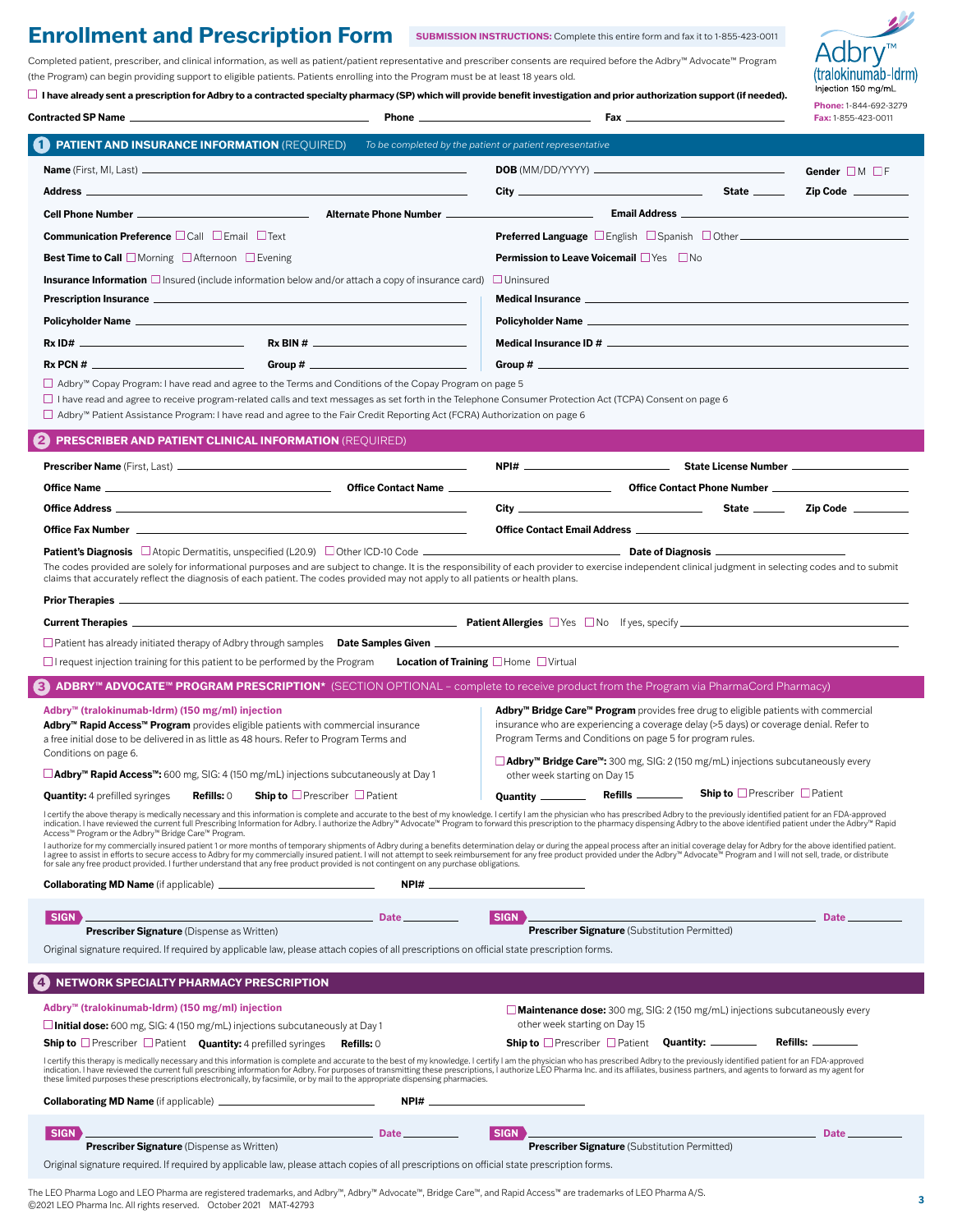# Enrollment and Prescription Form

**SUBMISSION INSTRUCTIONS:** Complete this entire form and fax it to 1-855-423-0011

Adbry™ (tralokinumab-ldrm) Injection 150 mg/mL

**Phone:** 1-844-692-3279
**Fax:** 1-855-423-0011

Completed patient, prescriber, and clinical information, as well as patient/patient representative and prescriber consents are required before the Adbry™ Advocate™ Program (the Program) can begin providing support to eligible patients. Patients enrolling into the Program must be at least 18 years old.

☐ **I have already sent a prescription for Adbry to a contracted specialty pharmacy (SP) which will provide benefit investigation and prior authorization support (if needed).**

**Contracted SP Name** ______________ **Phone** ______________ **Fax** ______________

## 1 PATIENT AND INSURANCE INFORMATION (REQUIRED)

*To be completed by the patient or patient representative*

**Name** (First, MI, Last) ______________ **DOB** (MM/DD/YYYY) ______________ **Gender** ☐M ☐F

**Address** ______________ **City** ______________ **State** ______ **Zip Code** ______

**Cell Phone Number** ______________ **Alternate Phone Number** ______________ **Email Address** ______________

**Communication Preference** ☐Call ☐Email ☐Text

**Preferred Language** ☐English ☐Spanish ☐Other ______________

**Best Time to Call** ☐Morning ☐Afternoon ☐Evening

**Permission to Leave Voicemail** ☐Yes ☐No

**Insurance Information** ☐Insured (include information below and/or attach a copy of insurance card) ☐Uninsured

**Prescription Insurance** ______________

**Policyholder Name** ______________

**Rx ID#** ______________ **Rx BIN #** ______________

**Rx PCN #** ______________ **Group #** ______________

**Medical Insurance** ______________

**Policyholder Name** ______________

**Medical Insurance ID #** ______________

**Group #** ______________

☐ Adbry™ Copay Program: I have read and agree to the Terms and Conditions of the Copay Program on page 5

☐ I have read and agree to receive program-related calls and text messages as set forth in the Telephone Consumer Protection Act (TCPA) Consent on page 6

☐ Adbry™ Patient Assistance Program: I have read and agree to the Fair Credit Reporting Act (FCRA) Authorization on page 6

## 2 PRESCRIBER AND PATIENT CLINICAL INFORMATION (REQUIRED)

**Prescriber Name** (First, Last) ______________ **NPI#** ______________ **State License Number** ______________

**Office Name** ______________ **Office Contact Name** ______________ **Office Contact Phone Number** ______________

**Office Address** ______________ **City** ______________ **State** ______ **Zip Code** ______

**Office Fax Number** ______________ **Office Contact Email Address** ______________

**Patient's Diagnosis** ☐Atopic Dermatitis, unspecified (L20.9) ☐Other ICD-10 Code ______________ **Date of Diagnosis** ______________

The codes provided are solely for informational purposes and are subject to change. It is the responsibility of each provider to exercise independent clinical judgment in selecting codes and to submit claims that accurately reflect the diagnosis of each patient. The codes provided may not apply to all patients or health plans.

**Prior Therapies** ______________

**Current Therapies** ______________ **Patient Allergies** ☐Yes ☐No If yes, specify ______________

☐Patient has already initiated therapy of Adbry through samples **Date Samples Given** ______________

☐I request injection training for this patient to be performed by the Program **Location of Training** ☐Home ☐Virtual

## 3 ADBRY™ ADVOCATE™ PROGRAM PRESCRIPTION* (SECTION OPTIONAL – complete to receive product from the Program via PharmaCord Pharmacy)

**Adbry™ (tralokinumab-ldrm) (150 mg/ml) injection**

**Adbry™ Rapid Access™ Program** provides eligible patients with commercial insurance a free initial dose to be delivered in as little as 48 hours. Refer to Program Terms and Conditions on page 6.

☐**Adbry™ Rapid Access™:** 600 mg, SIG: 4 (150 mg/mL) injections subcutaneously at Day 1

**Quantity:** 4 prefilled syringes **Refills:** 0 **Ship to** ☐Prescriber ☐Patient

**Adbry™ Bridge Care™ Program** provides free drug to eligible patients with commercial insurance who are experiencing a coverage delay (>5 days) or coverage denial. Refer to Program Terms and Conditions on page 5 for program rules.

☐**Adbry™ Bridge Care™:** 300 mg, SIG: 2 (150 mg/mL) injections subcutaneously every other week starting on Day 15

**Quantity** ______ **Refills** ______ **Ship to** ☐Prescriber ☐Patient

I certify the above therapy is medically necessary and this information is complete and accurate to the best of my knowledge. I certify I am the physician who has prescribed Adbry to the previously identified patient for an FDA-approved indication. I have reviewed the current full Prescribing Information for Adbry. I authorize the Adbry™ Advocate™ Program to forward this prescription to the pharmacy dispensing Adbry to the above identified patient under the Adbry™ Rapid Access™ Program or the Adbry™ Bridge Care™ Program.

I authorize for my commercially insured patient 1 or more months of temporary shipments of Adbry during a benefits determination delay or during the appeal process after an initial coverage delay for Adbry for the above identified patient. I agree to assist in efforts to secure access to Adbry for my commercially insured patient. I will not attempt to seek reimbursement for any free product provided under the Adbry™ Advocate™ Program and I will not sell, trade, or distribute for sale any free product provided. I further understand that any free product provided is not contingent on any purchase obligations.

**Collaborating MD Name** (if applicable) ______________ **NPI#** ______________

SIGN ______________ Date ______
**Prescriber Signature** (Dispense as Written)

SIGN ______________ Date ______
**Prescriber Signature** (Substitution Permitted)

Original signature required. If required by applicable law, please attach copies of all prescriptions on official state prescription forms.

## 4 NETWORK SPECIALTY PHARMACY PRESCRIPTION

**Adbry™ (tralokinumab-ldrm) (150 mg/ml) injection**

☐**Initial dose:** 600 mg, SIG: 4 (150 mg/mL) injections subcutaneously at Day 1

**Ship to** ☐Prescriber ☐Patient **Quantity:** 4 prefilled syringes **Refills:** 0

☐**Maintenance dose:** 300 mg, SIG: 2 (150 mg/mL) injections subcutaneously every other week starting on Day 15

**Ship to** ☐Prescriber ☐Patient **Quantity:** ______ **Refills:** ______

I certify this therapy is medically necessary and this information is complete and accurate to the best of my knowledge. I certify I am the physician who has prescribed Adbry to the previously identified patient for an FDA-approved indication. I have reviewed the current full prescribing information for Adbry. For purposes of transmitting these prescriptions, I authorize LEO Pharma Inc. and its affiliates, business partners, and agents to forward as my agent for these limited purposes these prescriptions electronically, by facsimile, or by mail to the appropriate dispensing pharmacies.

**Collaborating MD Name** (if applicable) ______________ **NPI#** ______________

SIGN ______________ Date ______
**Prescriber Signature** (Dispense as Written)

SIGN ______________ Date ______
**Prescriber Signature** (Substitution Permitted)

Original signature required. If required by applicable law, please attach copies of all prescriptions on official state prescription forms.

The LEO Pharma Logo and LEO Pharma are registered trademarks, and Adbry™, Adbry™ Advocate™, Bridge Care™, and Rapid Access™ are trademarks of LEO Pharma A/S.
©2021 LEO Pharma Inc. All rights reserved. October 2021 MAT-42793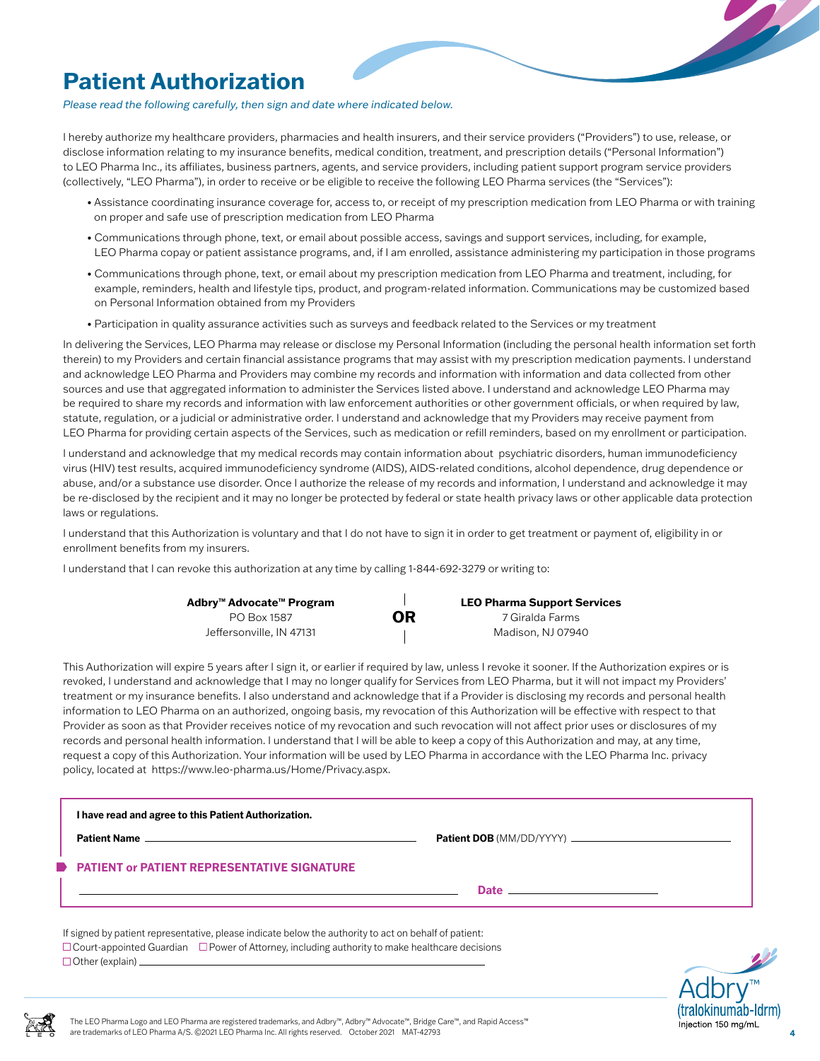# Patient Authorization

*Please read the following carefully, then sign and date where indicated below.*

I hereby authorize my healthcare providers, pharmacies and health insurers, and their service providers ("Providers") to use, release, or disclose information relating to my insurance benefits, medical condition, treatment, and prescription details ("Personal Information") to LEO Pharma Inc., its affiliates, business partners, agents, and service providers, including patient support program service providers (collectively, "LEO Pharma"), in order to receive or be eligible to receive the following LEO Pharma services (the "Services"):

- Assistance coordinating insurance coverage for, access to, or receipt of my prescription medication from LEO Pharma or with training on proper and safe use of prescription medication from LEO Pharma
- Communications through phone, text, or email about possible access, savings and support services, including, for example, LEO Pharma copay or patient assistance programs, and, if I am enrolled, assistance administering my participation in those programs
- Communications through phone, text, or email about my prescription medication from LEO Pharma and treatment, including, for example, reminders, health and lifestyle tips, product, and program-related information. Communications may be customized based on Personal Information obtained from my Providers
- Participation in quality assurance activities such as surveys and feedback related to the Services or my treatment

In delivering the Services, LEO Pharma may release or disclose my Personal Information (including the personal health information set forth therein) to my Providers and certain financial assistance programs that may assist with my prescription medication payments. I understand and acknowledge LEO Pharma and Providers may combine my records and information with information and data collected from other sources and use that aggregated information to administer the Services listed above. I understand and acknowledge LEO Pharma may be required to share my records and information with law enforcement authorities or other government officials, or when required by law, statute, regulation, or a judicial or administrative order. I understand and acknowledge that my Providers may receive payment from LEO Pharma for providing certain aspects of the Services, such as medication or refill reminders, based on my enrollment or participation.

I understand and acknowledge that my medical records may contain information about psychiatric disorders, human immunodeficiency virus (HIV) test results, acquired immunodeficiency syndrome (AIDS), AIDS-related conditions, alcohol dependence, drug dependence or abuse, and/or a substance use disorder. Once I authorize the release of my records and information, I understand and acknowledge it may be re-disclosed by the recipient and it may no longer be protected by federal or state health privacy laws or other applicable data protection laws or regulations.

I understand that this Authorization is voluntary and that I do not have to sign it in order to get treatment or payment of, eligibility in or enrollment benefits from my insurers.

I understand that I can revoke this authorization at any time by calling 1-844-692-3279 or writing to:

**Adbry™ Advocate™ Program**
PO Box 1587
Jeffersonville, IN 47131

**OR**

**LEO Pharma Support Services**
7 Giralda Farms
Madison, NJ 07940

This Authorization will expire 5 years after I sign it, or earlier if required by law, unless I revoke it sooner. If the Authorization expires or is revoked, I understand and acknowledge that I may no longer qualify for Services from LEO Pharma, but it will not impact my Providers' treatment or my insurance benefits. I also understand and acknowledge that if a Provider is disclosing my records and personal health information to LEO Pharma on an authorized, ongoing basis, my revocation of this Authorization will be effective with respect to that Provider as soon as that Provider receives notice of my revocation and such revocation will not affect prior uses or disclosures of my records and personal health information. I understand that I will be able to keep a copy of this Authorization and may, at any time, request a copy of this Authorization. Your information will be used by LEO Pharma in accordance with the LEO Pharma Inc. privacy policy, located at https://www.leo-pharma.us/Home/Privacy.aspx.

**I have read and agree to this Patient Authorization.**

**Patient Name** ______________________ **Patient DOB** (MM/DD/YYYY) ______________________

**PATIENT or PATIENT REPRESENTATIVE SIGNATURE**

______________________________ **Date** ______________________

If signed by patient representative, please indicate below the authority to act on behalf of patient:

☐ Court-appointed Guardian ☐ Power of Attorney, including authority to make healthcare decisions
☐ Other (explain) ______________________

Adbry™ (tralokinumab-ldrm) Injection 150 mg/mL

The LEO Pharma Logo and LEO Pharma are registered trademarks, and Adbry™, Adbry™ Advocate™, Bridge Care™, and Rapid Access™ are trademarks of LEO Pharma A/S. ©2021 LEO Pharma Inc. All rights reserved. October 2021 MAT-42793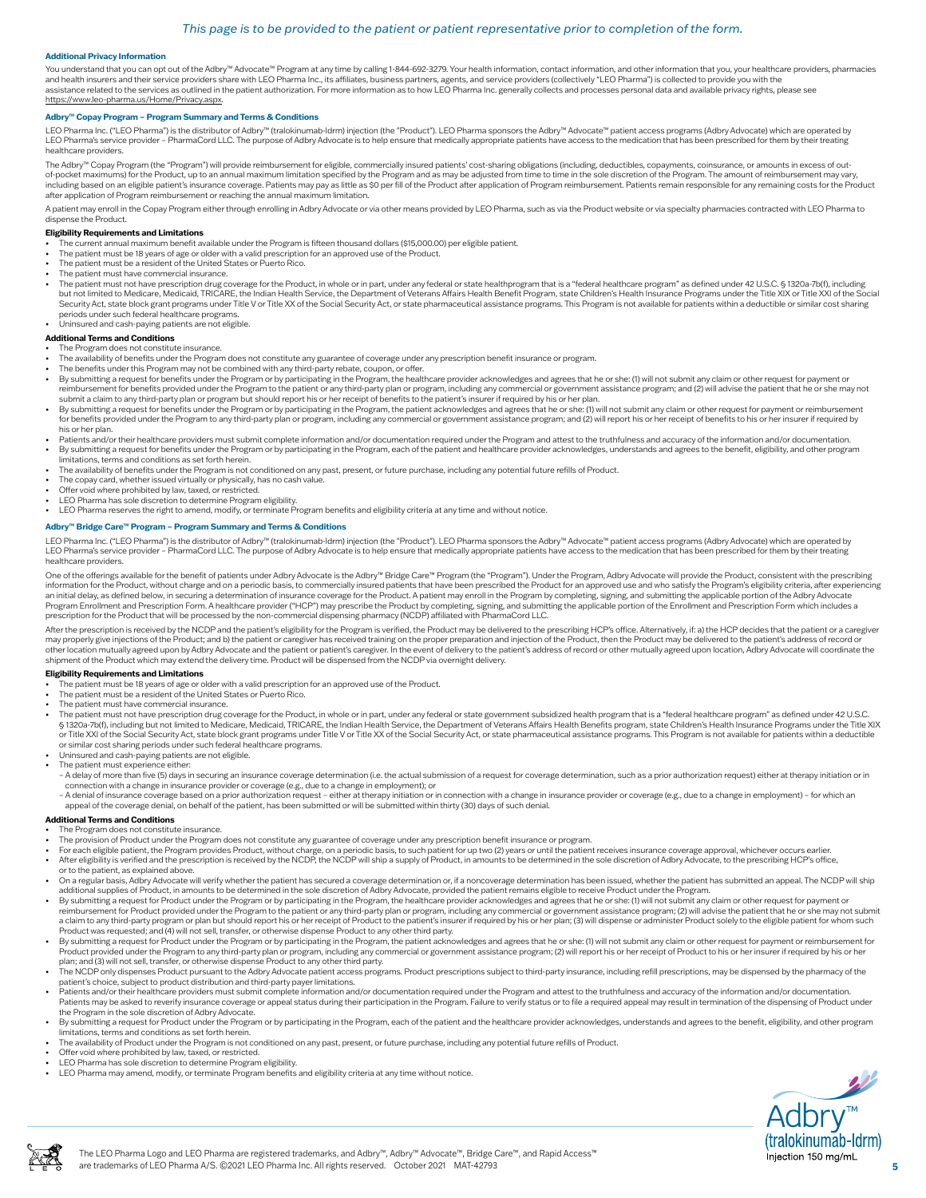*This page is to be provided to the patient or patient representative prior to completion of the form.*

**Additional Privacy Information**

You understand that you can opt out of the Adbry™ Advocate™ Program at any time by calling 1-844-692-3279. Your health information, contact information, and other information that you, your healthcare providers, pharmacies and health insurers and their service providers share with LEO Pharma Inc., its affiliates, business partners, agents, and service providers (collectively "LEO Pharma") is collected to provide you with the assistance related to the services as outlined in the patient authorization. For more information as to how LEO Pharma Inc. generally collects and processes personal data and available privacy rights, please see https://www.leo-pharma.us/Home/Privacy.aspx.

**Adbry™ Copay Program – Program Summary and Terms & Conditions**

LEO Pharma Inc. ("LEO Pharma") is the distributor of Adbry™ (tralokinumab-ldrm) injection (the "Product"). LEO Pharma sponsors the Adbry™ Advocate™ patient access programs (Adbry Advocate) which are operated by LEO Pharma's service provider – PharmaCord LLC. The purpose of Adbry Advocate is to help ensure that medically appropriate patients have access to the medication that has been prescribed for them by their treating healthcare providers.

The Adbry™ Copay Program (the "Program") will provide reimbursement for eligible, commercially insured patients' cost-sharing obligations (including, deductibles, copayments, coinsurance, or amounts in excess of out-of-pocket maximums) for the Product, up to an annual maximum limitation specified by the Program and as may be adjusted from time to time in the sole discretion of the Program. The amount of reimbursement may vary, including based on an eligible patient's insurance coverage. Patients may pay as little as $0 per fill of the Product after application of Program reimbursement. Patients remain responsible for any remaining costs for the Product after application of Program reimbursement or reaching the annual maximum limitation.

A patient may enroll in the Copay Program either through enrolling in Adbry Advocate or via other means provided by LEO Pharma, such as via the Product website or via specialty pharmacies contracted with LEO Pharma to dispense the Product.

**Eligibility Requirements and Limitations**

- The current annual maximum benefit available under the Program is fifteen thousand dollars ($15,000.00) per eligible patient.
- The patient must be 18 years of age or older with a valid prescription for an approved use of the Product.
- The patient must be a resident of the United States or Puerto Rico.
- The patient must have commercial insurance.
- The patient must not have prescription drug coverage for the Product, in whole or in part, under any federal or state healthprogram that is a "federal healthcare program" as defined under 42 U.S.C. § 1320a-7b(f), including but not limited to Medicare, Medicaid, TRICARE, the Indian Health Service, the Department of Veterans Affairs Health Benefit Program, state Children's Health Insurance Programs under the Title XIX or Title XXI of the Social Security Act, state block grant programs under Title V or Title XX of the Social Security Act, or state pharmaceutical assistance programs. This Program is not available for patients within a deductible or similar cost sharing periods under such federal healthcare programs.
- Uninsured and cash-paying patients are not eligible.

**Additional Terms and Conditions**

- The Program does not constitute insurance.
- The availability of benefits under the Program does not constitute any guarantee of coverage under any prescription benefit insurance or program.
- The benefits under this Program may not be combined with any third-party rebate, coupon, or offer.
- By submitting a request for benefits under the Program or by participating in the Program, the healthcare provider acknowledges and agrees that he or she: (1) will not submit any claim or other request for payment or reimbursement for benefits provided under the Program to the patient or any third-party plan or program, including any commercial or government assistance program; and (2) will advise the patient that he or she may not submit a claim to any third-party plan or program but should report his or her receipt of benefits to the patient's insurer if required by his or her plan.
- By submitting a request for benefits under the Program or by participating in the Program, the patient acknowledges and agrees that he or she: (1) will not submit any claim or other request for payment or reimbursement for benefits provided under the Program to any third-party plan or program, including any commercial or government assistance program; and (2) will report his or her receipt of benefits to his or her insurer if required by his or her plan.
- Patients and/or their healthcare providers must submit complete information and/or documentation required under the Program and attest to the truthfulness and accuracy of the information and/or documentation.
- By submitting a request for benefits under the Program or by participating in the Program, each of the patient and healthcare provider acknowledges, understands and agrees to the benefit, eligibility, and other program limitations, terms and conditions as set forth herein.
- The availability of benefits under the Program is not conditioned on any past, present, or future purchase, including any potential future refills of Product.
- The copay card, whether issued virtually or physically, has no cash value.
- Offer void where prohibited by law, taxed, or restricted.
- LEO Pharma has sole discretion to determine Program eligibility.
- LEO Pharma reserves the right to amend, modify, or terminate Program benefits and eligibility criteria at any time and without notice.

**Adbry™ Bridge Care™ Program – Program Summary and Terms & Conditions**

LEO Pharma Inc. ("LEO Pharma") is the distributor of Adbry™ (tralokinumab-ldrm) injection (the "Product"). LEO Pharma sponsors the Adbry™ Advocate™ patient access programs (Adbry Advocate) which are operated by LEO Pharma's service provider – PharmaCord LLC. The purpose of Adbry Advocate is to help ensure that medically appropriate patients have access to the medication that has been prescribed for them by their treating healthcare providers.

One of the offerings available for the benefit of patients under Adbry Advocate is the Adbry™ Bridge Care™ Program (the "Program"). Under the Program, Adbry Advocate will provide the Product, consistent with the prescribing information for the Product, without charge and on a periodic basis, to commercially insured patients that have been prescribed the Product for an approved use and who satisfy the Program's eligibility criteria, after experiencing an initial delay, as defined below, in securing a determination of insurance coverage for the Product. A patient may enroll in the Program by completing, signing, and submitting the applicable portion of the Adbry Advocate Program Enrollment and Prescription Form. A healthcare provider ("HCP") may prescribe the Product by completing, signing, and submitting the applicable portion of the Enrollment and Prescription Form which includes a prescription for the Product that will be processed by the non-commercial dispensing pharmacy (NCDP) affiliated with PharmaCord LLC.

After the prescription is received by the NCDP and the patient's eligibility for the Program is verified, the Product may be delivered to the prescribing HCP's office. Alternatively, if: a) the HCP decides that the patient or a caregiver may properly give injections of the Product; and b) the patient or caregiver has received training on the proper preparation and injection of the Product, then the Product may be delivered to the patient's address of record or other location mutually agreed upon by Adbry Advocate and the patient or patient's caregiver. In the event of delivery to the patient's address of record or other mutually agreed upon location, Adbry Advocate will coordinate the shipment of the Product which may extend the delivery time. Product will be dispensed from the NCDP via overnight delivery.

**Eligibility Requirements and Limitations**

- The patient must be 18 years of age or older with a valid prescription for an approved use of the Product.
- The patient must be a resident of the United States or Puerto Rico.
- The patient must have commercial insurance.
- The patient must not have prescription drug coverage for the Product, in whole or in part, under any federal or state government subsidized health program that is a "federal healthcare program" as defined under 42 U.S.C. § 1320a-7b(f), including but not limited to Medicare, Medicaid, TRICARE, the Indian Health Service, the Department of Veterans Affairs Health Benefits program, state Children's Health Insurance Programs under the Title XIX or Title XXI of the Social Security Act, state block grant programs under Title V or Title XX of the Social Security Act, or state pharmaceutical assistance programs. This Program is not available for patients within a deductible or similar cost sharing periods under such federal healthcare programs.
- Uninsured and cash-paying patients are not eligible.
- The patient must experience either:
  - A delay of more than five (5) days in securing an insurance coverage determination (i.e. the actual submission of a request for coverage determination, such as a prior authorization request) either at therapy initiation or in connection with a change in insurance provider or coverage (e.g., due to a change in employment); or
  - A denial of insurance coverage based on a prior authorization request – either at therapy initiation or in connection with a change in insurance provider or coverage (e.g., due to a change in employment) – for which an appeal of the coverage denial, on behalf of the patient, has been submitted or will be submitted within thirty (30) days of such denial.

**Additional Terms and Conditions**

- The Program does not constitute insurance.
- The provision of Product under the Program does not constitute any guarantee of coverage under any prescription benefit insurance or program.
- For each eligible patient, the Program provides Product, without charge, on a periodic basis, to such patient for up two (2) years or until the patient receives insurance coverage approval, whichever occurs earlier.
- After eligibility is verified and the prescription is received by the NCDP, the NCDP will ship a supply of Product, in amounts to be determined in the sole discretion of Adbry Advocate, to the prescribing HCP's office, or to the patient, as explained above.
- On a regular basis, Adbry Advocate will verify whether the patient has secured a coverage determination or, if a noncoverage determination has been issued, whether the patient has submitted an appeal. The NCDP will ship additional supplies of Product, in amounts to be determined in the sole discretion of Adbry Advocate, provided the patient remains eligible to receive Product under the Program.
- By submitting a request for Product under the Program or by participating in the Program, the healthcare provider acknowledges and agrees that he or she: (1) will not submit any claim or other request for payment or reimbursement for Product provided under the Program to the patient or any third-party plan or program, including any commercial or government assistance program; (2) will advise the patient that he or she may not submit a claim to any third-party program or plan but should report his or her receipt of Product to the patient's insurer if required by his or her plan; (3) will dispense or administer Product solely to the eligible patient for whom such Product was requested; and (4) will not sell, transfer, or otherwise dispense Product to any other third party.
- By submitting a request for Product under the Program or by participating in the Program, the patient acknowledges and agrees that he or she: (1) will not submit any claim or other request for payment or reimbursement for Product provided under the Program to any third-party plan or program, including any commercial or government assistance program; (2) will report his or her receipt of Product to his or her insurer if required by his or her plan; and (3) will not sell, transfer, or otherwise dispense Product to any other third party.
- The NCDP only dispenses Product pursuant to the Adbry Advocate patient access programs. Product prescriptions subject to third-party insurance, including refill prescriptions, may be dispensed by the pharmacy of the patient's choice, subject to product distribution and third-party payer limitations.
- Patients and/or their healthcare providers must submit complete information and/or documentation required under the Program and attest to the truthfulness and accuracy of the information and/or documentation. Patients may be asked to reverify insurance coverage or appeal status during their participation in the Program. Failure to verify status or to file a required appeal may result in termination of the dispensing of Product under the Program in the sole discretion of Adbry Advocate.
- By submitting a request for Product under the Program or by participating in the Program, each of the patient and the healthcare provider acknowledges, understands and agrees to the benefit, eligibility, and other program limitations, terms and conditions as set forth herein.
- The availability of Product under the Program is not conditioned on any past, present, or future purchase, including any potential future refills of Product.
- Offer void where prohibited by law, taxed, or restricted.
- LEO Pharma has sole discretion to determine Program eligibility.
- LEO Pharma may amend, modify, or terminate Program benefits and eligibility criteria at any time without notice.

Adbry™ (tralokinumab-ldrm) Injection 150 mg/mL

The LEO Pharma Logo and LEO Pharma are registered trademarks, and Adbry™, Adbry™ Advocate™, Bridge Care™, and Rapid Access™ are trademarks of LEO Pharma A/S. ©2021 LEO Pharma Inc. All rights reserved. October 2021 MAT-42793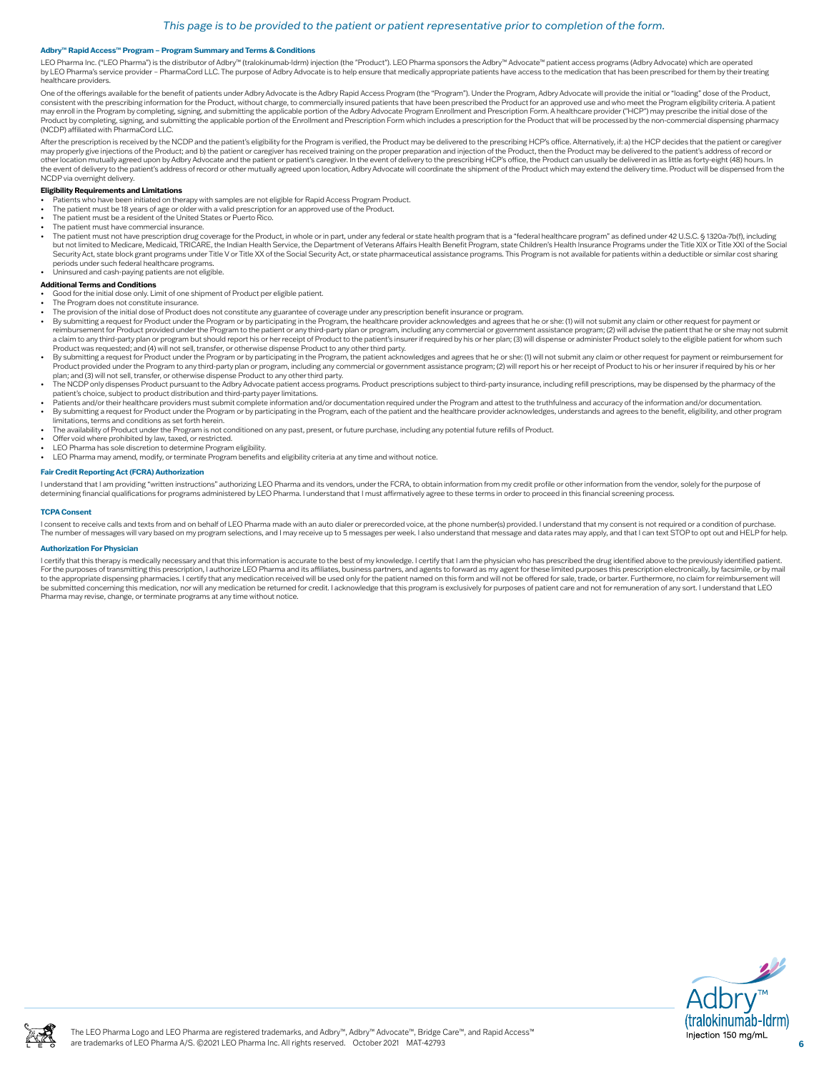*This page is to be provided to the patient or patient representative prior to completion of the form.*

**Adbry™ Rapid Access™ Program – Program Summary and Terms & Conditions**

LEO Pharma Inc. ("LEO Pharma") is the distributor of Adbry™ (tralokinumab-ldrm) injection (the "Product"). LEO Pharma sponsors the Adbry™ Advocate™ patient access programs (Adbry Advocate) which are operated by LEO Pharma's service provider – PharmaCord LLC. The purpose of Adbry Advocate is to help ensure that medically appropriate patients have access to the medication that has been prescribed for them by their treating healthcare providers.

One of the offerings available for the benefit of patients under Adbry Advocate is the Adbry Rapid Access Program (the "Program"). Under the Program, Adbry Advocate will provide the initial or "loading" dose of the Product, consistent with the prescribing information for the Product, without charge, to commercially insured patients that have been prescribed the Product for an approved use and who meet the Program eligibility criteria. A patient may enroll in the Program by completing, signing, and submitting the applicable portion of the Adbry Advocate Program Enrollment and Prescription Form. A healthcare provider ("HCP") may prescribe the initial dose of the Product by completing, signing, and submitting the applicable portion of the Enrollment and Prescription Form which includes a prescription for the Product that will be processed by the non-commercial dispensing pharmacy (NCDP) affiliated with PharmaCord LLC.

After the prescription is received by the NCDP and the patient's eligibility for the Program is verified, the Product may be delivered to the prescribing HCP's office. Alternatively, if: a) the HCP decides that the patient or caregiver may properly give injections of the Product; and b) the patient or caregiver has received training on the proper preparation and injection of the Product, then the Product may be delivered to the patient's address of record or other location mutually agreed upon by Adbry Advocate and the patient or patient's caregiver. In the event of delivery to the prescribing HCP's office, the Product can usually be delivered in as little as forty-eight (48) hours. In the event of delivery to the patient's address of record or other mutually agreed upon location, Adbry Advocate will coordinate the shipment of the Product which may extend the delivery time. Product will be dispensed from the NCDP via overnight delivery.

**Eligibility Requirements and Limitations**

- Patients who have been initiated on therapy with samples are not eligible for Rapid Access Program Product.
- The patient must be 18 years of age or older with a valid prescription for an approved use of the Product.
- The patient must be a resident of the United States or Puerto Rico.
- The patient must have commercial insurance.
- The patient must not have prescription drug coverage for the Product, in whole or in part, under any federal or state health program that is a "federal healthcare program" as defined under 42 U.S.C. § 1320a-7b(f), including but not limited to Medicare, Medicaid, TRICARE, the Indian Health Service, the Department of Veterans Affairs Health Benefit Program, state Children's Health Insurance Programs under the Title XIX or Title XXI of the Social Security Act, state block grant programs under Title V or Title XX of the Social Security Act, or state pharmaceutical assistance programs. This Program is not available for patients within a deductible or similar cost sharing periods under such federal healthcare programs.
- Uninsured and cash-paying patients are not eligible.

**Additional Terms and Conditions**

- Good for the initial dose only. Limit of one shipment of Product per eligible patient.
- The Program does not constitute insurance.
- The provision of the initial dose of Product does not constitute any guarantee of coverage under any prescription benefit insurance or program.
- By submitting a request for Product under the Program or by participating in the Program, the healthcare provider acknowledges and agrees that he or she: (1) will not submit any claim or other request for payment or reimbursement for Product provided under the Program to the patient or any third-party plan or program, including any commercial or government assistance program; (2) will advise the patient that he or she may not submit a claim to any third-party plan or program but should report his or her receipt of Product to the patient's insurer if required by his or her plan; (3) will dispense or administer Product solely to the eligible patient for whom such Product was requested; and (4) will not sell, transfer, or otherwise dispense Product to any other third party.
- By submitting a request for Product under the Program or by participating in the Program, the patient acknowledges and agrees that he or she: (1) will not submit any claim or other request for payment or reimbursement for Product provided under the Program to any third-party plan or program, including any commercial or government assistance program; (2) will report his or her receipt of Product to his or her insurer if required by his or her plan; and (3) will not sell, transfer, or otherwise dispense Product to any other third party.
- The NCDP only dispenses Product pursuant to the Adbry Advocate patient access programs. Product prescriptions subject to third-party insurance, including refill prescriptions, may be dispensed by the pharmacy of the patient's choice, subject to product distribution and third-party payer limitations.
- Patients and/or their healthcare providers must submit complete information and/or documentation required under the Program and attest to the truthfulness and accuracy of the information and/or documentation.
- By submitting a request for Product under the Program or by participating in the Program, each of the patient and the healthcare provider acknowledges, understands and agrees to the benefit, eligibility, and other program limitations, terms and conditions as set forth herein.
- The availability of Product under the Program is not conditioned on any past, present, or future purchase, including any potential future refills of Product.
- Offer void where prohibited by law, taxed, or restricted.
- LEO Pharma has sole discretion to determine Program eligibility.
- LEO Pharma may amend, modify, or terminate Program benefits and eligibility criteria at any time and without notice.

**Fair Credit Reporting Act (FCRA) Authorization**

I understand that I am providing "written instructions" authorizing LEO Pharma and its vendors, under the FCRA, to obtain information from my credit profile or other information from the vendor, solely for the purpose of determining financial qualifications for programs administered by LEO Pharma. I understand that I must affirmatively agree to these terms in order to proceed in this financial screening process.

**TCPA Consent**

I consent to receive calls and texts from and on behalf of LEO Pharma made with an auto dialer or prerecorded voice, at the phone number(s) provided. I understand that my consent is not required or a condition of purchase. The number of messages will vary based on my program selections, and I may receive up to 5 messages per week. I also understand that message and data rates may apply, and that I can text STOP to opt out and HELP for help.

**Authorization For Physician**

I certify that this therapy is medically necessary and that this information is accurate to the best of my knowledge. I certify that I am the physician who has prescribed the drug identified above to the previously identified patient. For the purposes of transmitting this prescription, I authorize LEO Pharma and its affiliates, business partners, and agents to forward as my agent for these limited purposes this prescription electronically, by facsimile, or by mail to the appropriate dispensing pharmacies. I certify that any medication received will be used only for the patient named on this form and will not be offered for sale, trade, or barter. Furthermore, no claim for reimbursement will be submitted concerning this medication, nor will any medication be returned for credit. I acknowledge that this program is exclusively for purposes of patient care and not for remuneration of any sort. I understand that LEO Pharma may revise, change, or terminate programs at any time without notice.

The LEO Pharma Logo and LEO Pharma are registered trademarks, and Adbry™, Adbry™ Advocate™, Bridge Care™, and Rapid Access™ are trademarks of LEO Pharma A/S. ©2021 LEO Pharma Inc. All rights reserved. October 2021 MAT-42793

Adbry™ (tralokinumab-ldrm) Injection 150 mg/mL